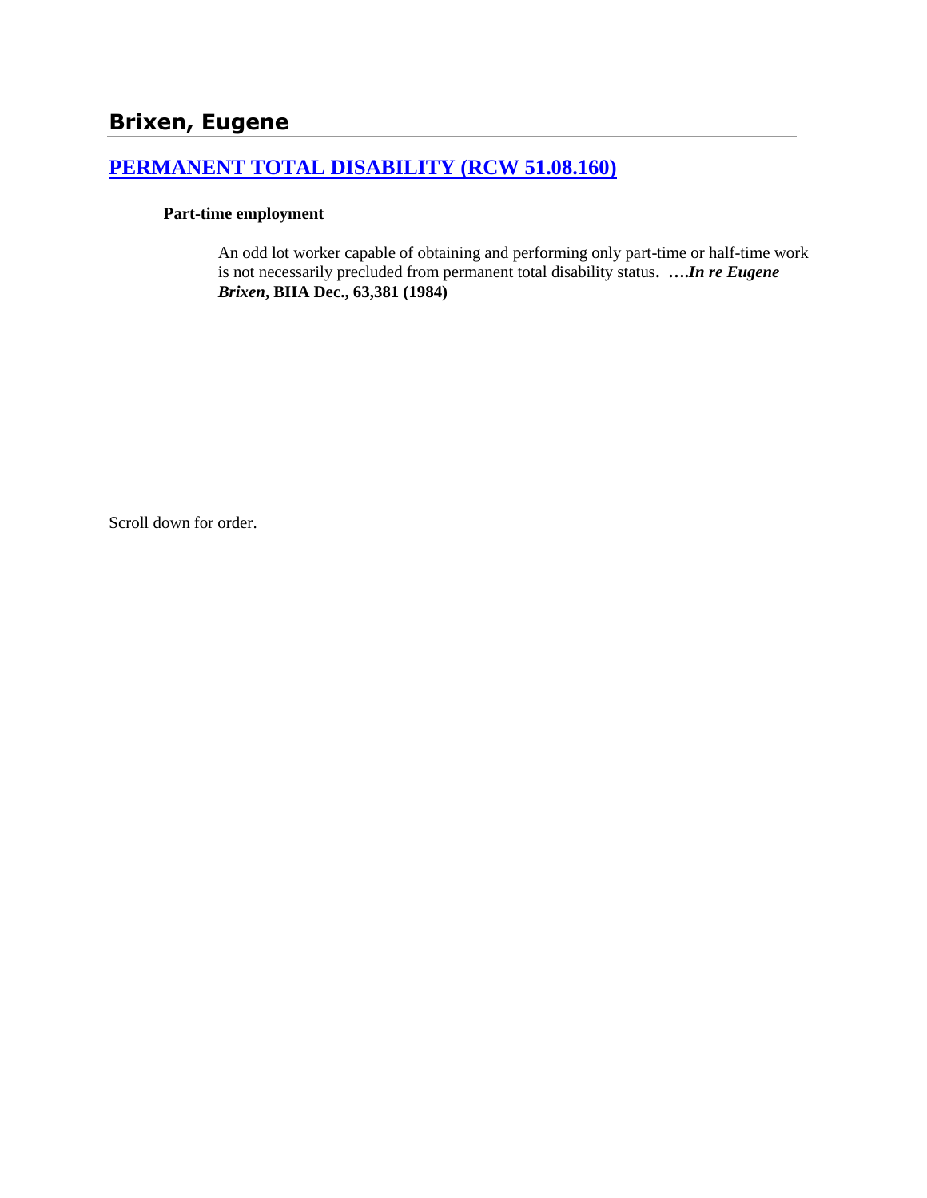## Brixen, Eugene

### [PERMANENT TOTAL DISABILITY (RCW 51.08.160)]

**Part-time employment**

> An odd lot worker capable of obtaining and performing only part-time or half-time work is not necessarily precluded from permanent total disability status**. ….*In re Eugene Brixen*, BIIA Dec., 63,381 (1984)**

Scroll down for order.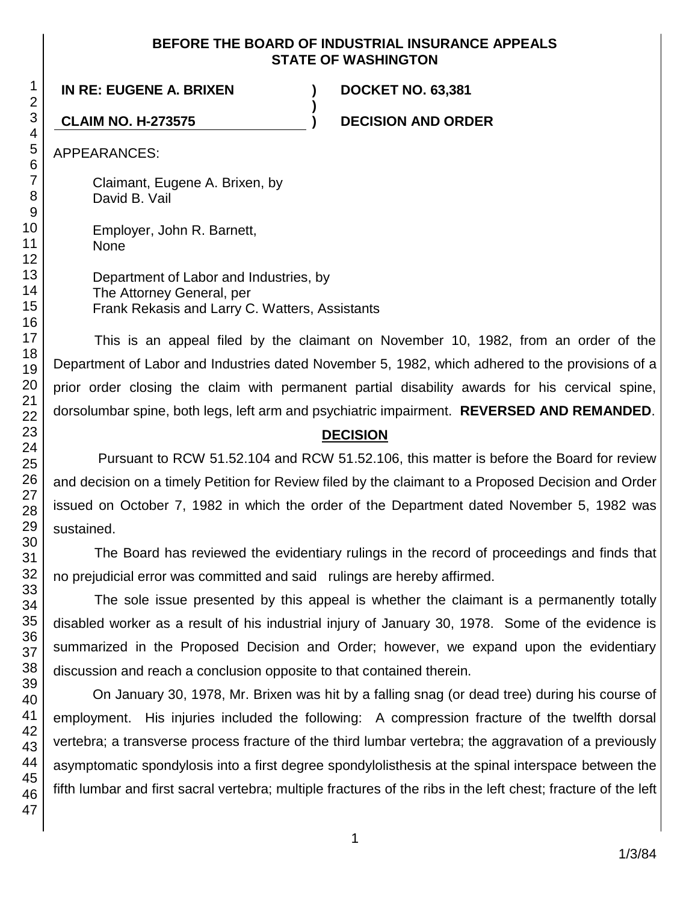**BEFORE THE BOARD OF INDUSTRIAL INSURANCE APPEALS**
**STATE OF WASHINGTON**

| | | |
|---|---|---|
| **IN RE: EUGENE A. BRIXEN** | **)** | **DOCKET NO. 63,381** |
| | **)** | |
| **CLAIM NO. H-273575** | **)** | **DECISION AND ORDER** |

APPEARANCES:

Claimant, Eugene A. Brixen, by
David B. Vail

Employer, John R. Barnett,
None

Department of Labor and Industries, by
The Attorney General, per
Frank Rekasis and Larry C. Watters, Assistants

This is an appeal filed by the claimant on November 10, 1982, from an order of the Department of Labor and Industries dated November 5, 1982, which adhered to the provisions of a prior order closing the claim with permanent partial disability awards for his cervical spine, dorsolumbar spine, both legs, left arm and psychiatric impairment. **REVERSED AND REMANDED**.

## DECISION

Pursuant to RCW 51.52.104 and RCW 51.52.106, this matter is before the Board for review and decision on a timely Petition for Review filed by the claimant to a Proposed Decision and Order issued on October 7, 1982 in which the order of the Department dated November 5, 1982 was sustained.

The Board has reviewed the evidentiary rulings in the record of proceedings and finds that no prejudicial error was committed and said rulings are hereby affirmed.

The sole issue presented by this appeal is whether the claimant is a permanently totally disabled worker as a result of his industrial injury of January 30, 1978. Some of the evidence is summarized in the Proposed Decision and Order; however, we expand upon the evidentiary discussion and reach a conclusion opposite to that contained therein.

On January 30, 1978, Mr. Brixen was hit by a falling snag (or dead tree) during his course of employment. His injuries included the following: A compression fracture of the twelfth dorsal vertebra; a transverse process fracture of the third lumbar vertebra; the aggravation of a previously asymptomatic spondylosis into a first degree spondylolisthesis at the spinal interspace between the fifth lumbar and first sacral vertebra; multiple fractures of the ribs in the left chest; fracture of the left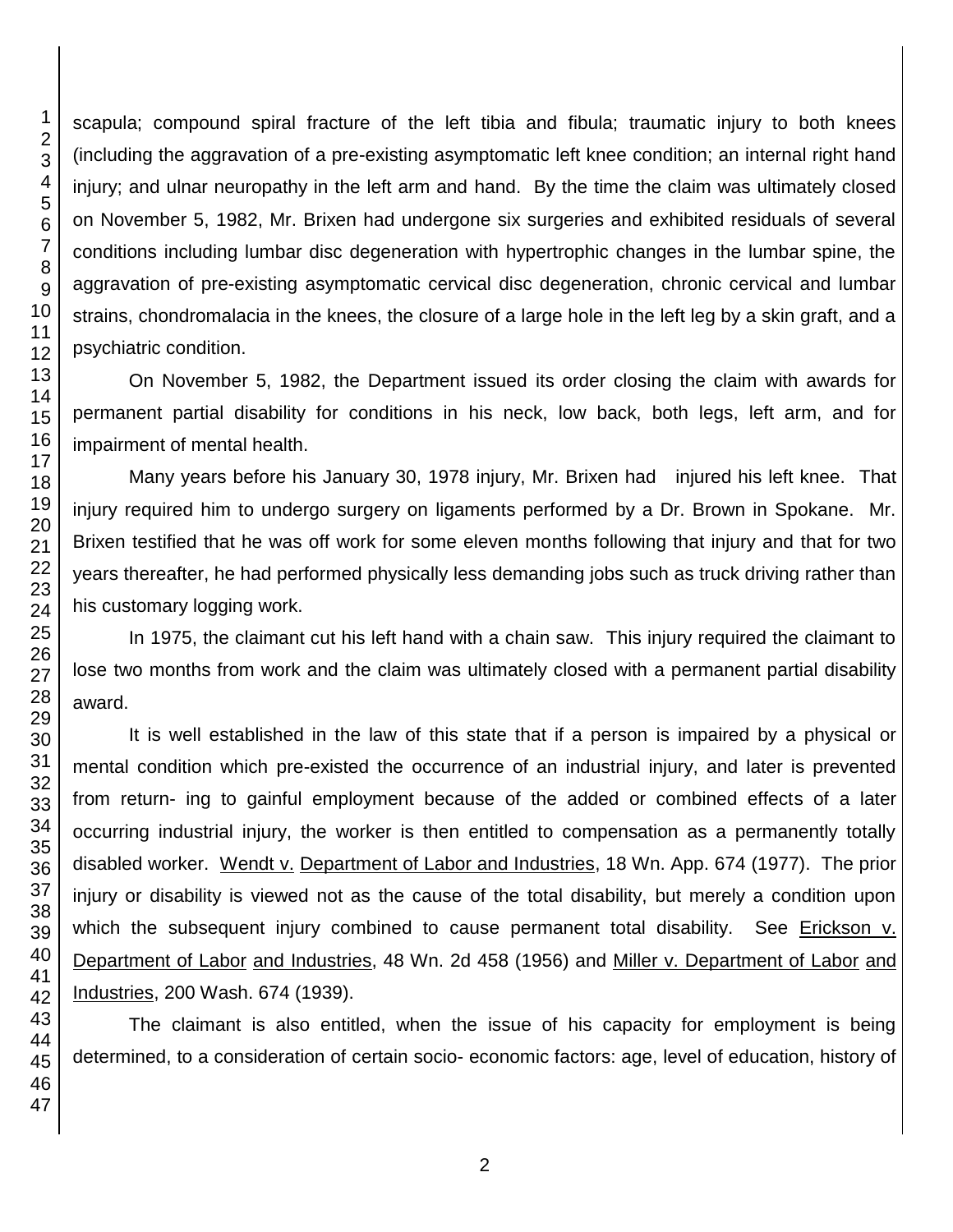scapula; compound spiral fracture of the left tibia and fibula; traumatic injury to both knees (including the aggravation of a pre-existing asymptomatic left knee condition; an internal right hand injury; and ulnar neuropathy in the left arm and hand. By the time the claim was ultimately closed on November 5, 1982, Mr. Brixen had undergone six surgeries and exhibited residuals of several conditions including lumbar disc degeneration with hypertrophic changes in the lumbar spine, the aggravation of pre-existing asymptomatic cervical disc degeneration, chronic cervical and lumbar strains, chondromalacia in the knees, the closure of a large hole in the left leg by a skin graft, and a psychiatric condition.

On November 5, 1982, the Department issued its order closing the claim with awards for permanent partial disability for conditions in his neck, low back, both legs, left arm, and for impairment of mental health.

Many years before his January 30, 1978 injury, Mr. Brixen had injured his left knee. That injury required him to undergo surgery on ligaments performed by a Dr. Brown in Spokane. Mr. Brixen testified that he was off work for some eleven months following that injury and that for two years thereafter, he had performed physically less demanding jobs such as truck driving rather than his customary logging work.

In 1975, the claimant cut his left hand with a chain saw. This injury required the claimant to lose two months from work and the claim was ultimately closed with a permanent partial disability award.

It is well established in the law of this state that if a person is impaired by a physical or mental condition which pre-existed the occurrence of an industrial injury, and later is prevented from return- ing to gainful employment because of the added or combined effects of a later occurring industrial injury, the worker is then entitled to compensation as a permanently totally disabled worker. Wendt v. Department of Labor and Industries, 18 Wn. App. 674 (1977). The prior injury or disability is viewed not as the cause of the total disability, but merely a condition upon which the subsequent injury combined to cause permanent total disability. See Erickson v. Department of Labor and Industries, 48 Wn. 2d 458 (1956) and Miller v. Department of Labor and Industries, 200 Wash. 674 (1939).

The claimant is also entitled, when the issue of his capacity for employment is being determined, to a consideration of certain socio- economic factors: age, level of education, history of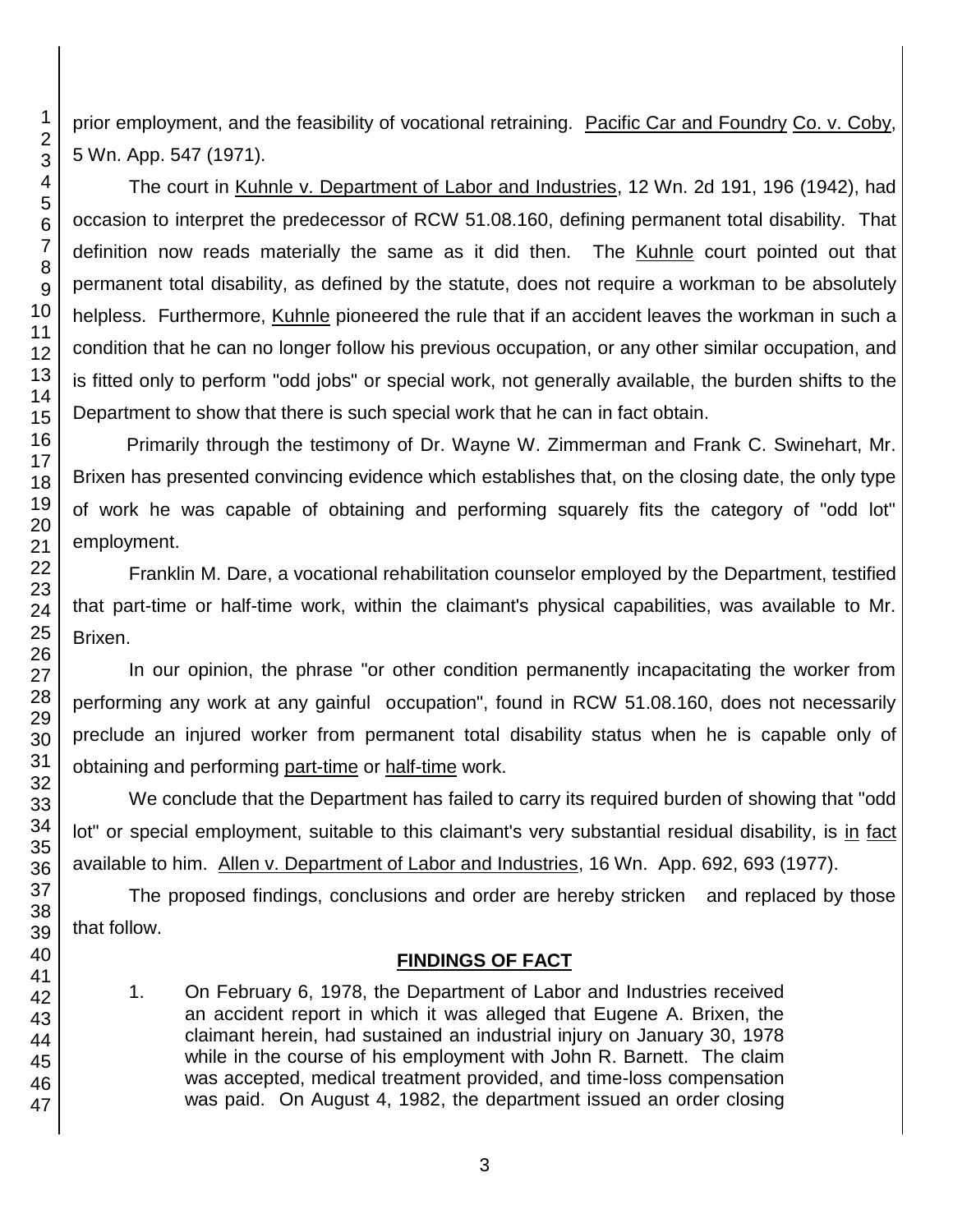prior employment, and the feasibility of vocational retraining. Pacific Car and Foundry Co. v. Coby, 5 Wn. App. 547 (1971).

The court in Kuhnle v. Department of Labor and Industries, 12 Wn. 2d 191, 196 (1942), had occasion to interpret the predecessor of RCW 51.08.160, defining permanent total disability. That definition now reads materially the same as it did then. The Kuhnle court pointed out that permanent total disability, as defined by the statute, does not require a workman to be absolutely helpless. Furthermore, Kuhnle pioneered the rule that if an accident leaves the workman in such a condition that he can no longer follow his previous occupation, or any other similar occupation, and is fitted only to perform "odd jobs" or special work, not generally available, the burden shifts to the Department to show that there is such special work that he can in fact obtain.

Primarily through the testimony of Dr. Wayne W. Zimmerman and Frank C. Swinehart, Mr. Brixen has presented convincing evidence which establishes that, on the closing date, the only type of work he was capable of obtaining and performing squarely fits the category of "odd lot" employment.

Franklin M. Dare, a vocational rehabilitation counselor employed by the Department, testified that part-time or half-time work, within the claimant's physical capabilities, was available to Mr. Brixen.

In our opinion, the phrase "or other condition permanently incapacitating the worker from performing any work at any gainful occupation", found in RCW 51.08.160, does not necessarily preclude an injured worker from permanent total disability status when he is capable only of obtaining and performing part-time or half-time work.

We conclude that the Department has failed to carry its required burden of showing that "odd lot" or special employment, suitable to this claimant's very substantial residual disability, is in fact available to him. Allen v. Department of Labor and Industries, 16 Wn. App. 692, 693 (1977).

The proposed findings, conclusions and order are hereby stricken and replaced by those that follow.

## FINDINGS OF FACT

1. On February 6, 1978, the Department of Labor and Industries received an accident report in which it was alleged that Eugene A. Brixen, the claimant herein, had sustained an industrial injury on January 30, 1978 while in the course of his employment with John R. Barnett. The claim was accepted, medical treatment provided, and time-loss compensation was paid. On August 4, 1982, the department issued an order closing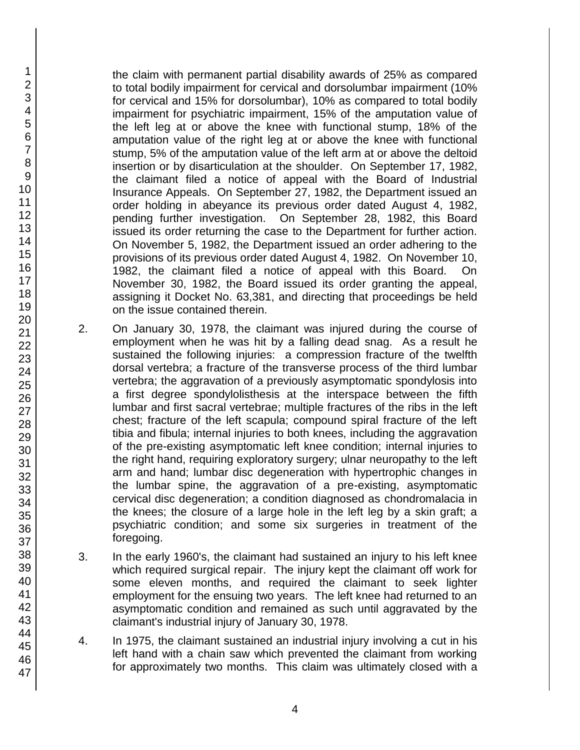the claim with permanent partial disability awards of 25% as compared to total bodily impairment for cervical and dorsolumbar impairment (10% for cervical and 15% for dorsolumbar), 10% as compared to total bodily impairment for psychiatric impairment, 15% of the amputation value of the left leg at or above the knee with functional stump, 18% of the amputation value of the right leg at or above the knee with functional stump, 5% of the amputation value of the left arm at or above the deltoid insertion or by disarticulation at the shoulder. On September 17, 1982, the claimant filed a notice of appeal with the Board of Industrial Insurance Appeals. On September 27, 1982, the Department issued an order holding in abeyance its previous order dated August 4, 1982, pending further investigation. On September 28, 1982, this Board issued its order returning the case to the Department for further action. On November 5, 1982, the Department issued an order adhering to the provisions of its previous order dated August 4, 1982. On November 10, 1982, the claimant filed a notice of appeal with this Board. On November 30, 1982, the Board issued its order granting the appeal, assigning it Docket No. 63,381, and directing that proceedings be held on the issue contained therein.

2. On January 30, 1978, the claimant was injured during the course of employment when he was hit by a falling dead snag. As a result he sustained the following injuries: a compression fracture of the twelfth dorsal vertebra; a fracture of the transverse process of the third lumbar vertebra; the aggravation of a previously asymptomatic spondylosis into a first degree spondylolisthesis at the interspace between the fifth lumbar and first sacral vertebrae; multiple fractures of the ribs in the left chest; fracture of the left scapula; compound spiral fracture of the left tibia and fibula; internal injuries to both knees, including the aggravation of the pre-existing asymptomatic left knee condition; internal injuries to the right hand, requiring exploratory surgery; ulnar neuropathy to the left arm and hand; lumbar disc degeneration with hypertrophic changes in the lumbar spine, the aggravation of a pre-existing, asymptomatic cervical disc degeneration; a condition diagnosed as chondromalacia in the knees; the closure of a large hole in the left leg by a skin graft; a psychiatric condition; and some six surgeries in treatment of the foregoing.

3. In the early 1960's, the claimant had sustained an injury to his left knee which required surgical repair. The injury kept the claimant off work for some eleven months, and required the claimant to seek lighter employment for the ensuing two years. The left knee had returned to an asymptomatic condition and remained as such until aggravated by the claimant's industrial injury of January 30, 1978.

4. In 1975, the claimant sustained an industrial injury involving a cut in his left hand with a chain saw which prevented the claimant from working for approximately two months. This claim was ultimately closed with a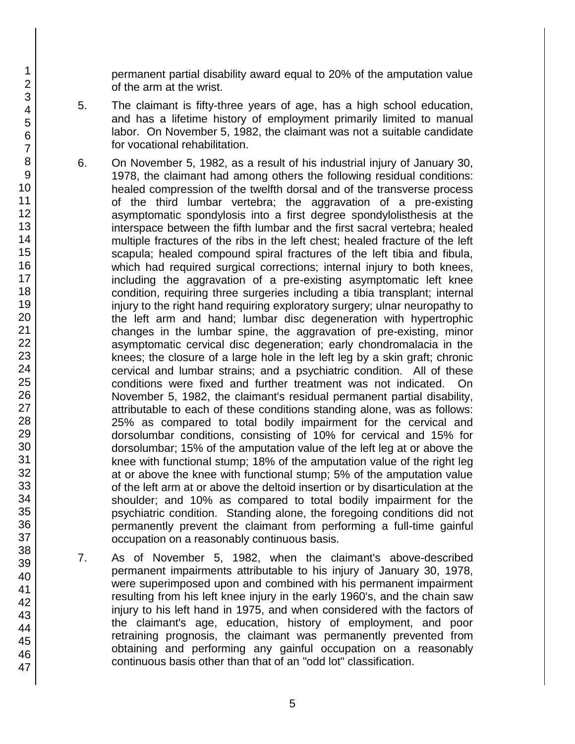permanent partial disability award equal to 20% of the amputation value of the arm at the wrist.

5. The claimant is fifty-three years of age, has a high school education, and has a lifetime history of employment primarily limited to manual labor. On November 5, 1982, the claimant was not a suitable candidate for vocational rehabilitation.

6. On November 5, 1982, as a result of his industrial injury of January 30, 1978, the claimant had among others the following residual conditions: healed compression of the twelfth dorsal and of the transverse process of the third lumbar vertebra; the aggravation of a pre-existing asymptomatic spondylosis into a first degree spondylolisthesis at the interspace between the fifth lumbar and the first sacral vertebra; healed multiple fractures of the ribs in the left chest; healed fracture of the left scapula; healed compound spiral fractures of the left tibia and fibula, which had required surgical corrections; internal injury to both knees, including the aggravation of a pre-existing asymptomatic left knee condition, requiring three surgeries including a tibia transplant; internal injury to the right hand requiring exploratory surgery; ulnar neuropathy to the left arm and hand; lumbar disc degeneration with hypertrophic changes in the lumbar spine, the aggravation of pre-existing, minor asymptomatic cervical disc degeneration; early chondromalacia in the knees; the closure of a large hole in the left leg by a skin graft; chronic cervical and lumbar strains; and a psychiatric condition. All of these conditions were fixed and further treatment was not indicated. On November 5, 1982, the claimant's residual permanent partial disability, attributable to each of these conditions standing alone, was as follows: 25% as compared to total bodily impairment for the cervical and dorsolumbar conditions, consisting of 10% for cervical and 15% for dorsolumbar; 15% of the amputation value of the left leg at or above the knee with functional stump; 18% of the amputation value of the right leg at or above the knee with functional stump; 5% of the amputation value of the left arm at or above the deltoid insertion or by disarticulation at the shoulder; and 10% as compared to total bodily impairment for the psychiatric condition. Standing alone, the foregoing conditions did not permanently prevent the claimant from performing a full-time gainful occupation on a reasonably continuous basis.

7. As of November 5, 1982, when the claimant's above-described permanent impairments attributable to his injury of January 30, 1978, were superimposed upon and combined with his permanent impairment resulting from his left knee injury in the early 1960's, and the chain saw injury to his left hand in 1975, and when considered with the factors of the claimant's age, education, history of employment, and poor retraining prognosis, the claimant was permanently prevented from obtaining and performing any gainful occupation on a reasonably continuous basis other than that of an "odd lot" classification.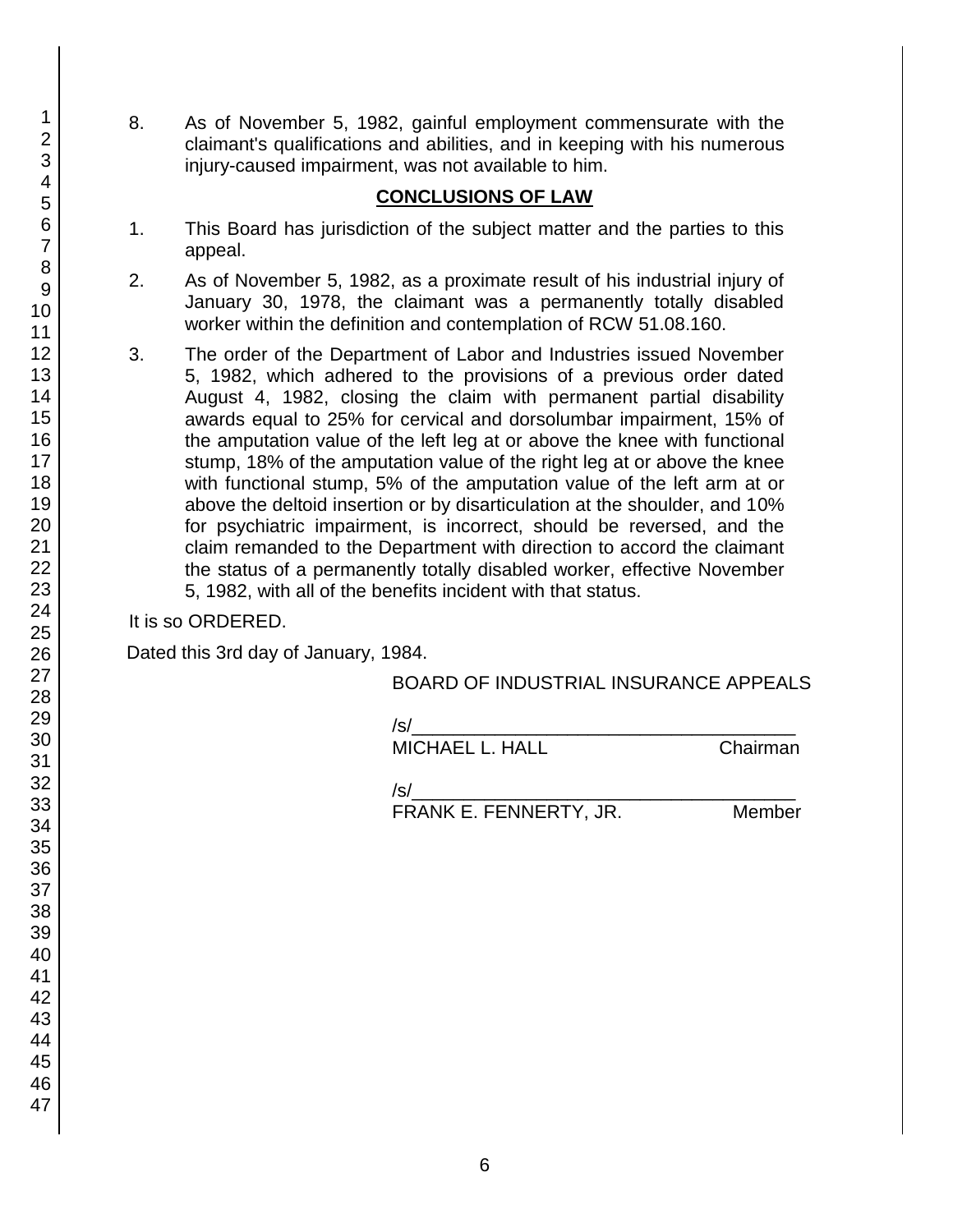8. As of November 5, 1982, gainful employment commensurate with the claimant's qualifications and abilities, and in keeping with his numerous injury-caused impairment, was not available to him.

## CONCLUSIONS OF LAW

1. This Board has jurisdiction of the subject matter and the parties to this appeal.

2. As of November 5, 1982, as a proximate result of his industrial injury of January 30, 1978, the claimant was a permanently totally disabled worker within the definition and contemplation of RCW 51.08.160.

3. The order of the Department of Labor and Industries issued November 5, 1982, which adhered to the provisions of a previous order dated August 4, 1982, closing the claim with permanent partial disability awards equal to 25% for cervical and dorsolumbar impairment, 15% of the amputation value of the left leg at or above the knee with functional stump, 18% of the amputation value of the right leg at or above the knee with functional stump, 5% of the amputation value of the left arm at or above the deltoid insertion or by disarticulation at the shoulder, and 10% for psychiatric impairment, is incorrect, should be reversed, and the claim remanded to the Department with direction to accord the claimant the status of a permanently totally disabled worker, effective November 5, 1982, with all of the benefits incident with that status.

It is so ORDERED.

Dated this 3rd day of January, 1984.

BOARD OF INDUSTRIAL INSURANCE APPEALS

/s/\_\_\_\_\_\_\_\_\_\_\_\_\_\_\_\_\_\_\_\_\_\_\_\_\_\_\_\_\_\_\_\_\_\_\_\_
MICHAEL L. HALL Chairman

/s/\_\_\_\_\_\_\_\_\_\_\_\_\_\_\_\_\_\_\_\_\_\_\_\_\_\_\_\_\_\_\_\_\_\_\_\_
FRANK E. FENNERTY, JR. Member